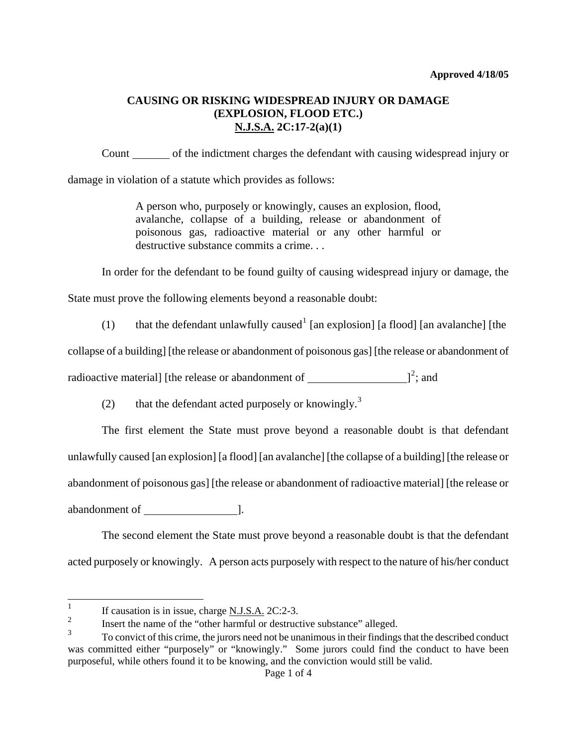**Approved 4/18/05**

## CAUSING OR RISKING WIDESPREAD INJURY OR DAMAGE (EXPLOSION, FLOOD ETC.) N.J.S.A. 2C:17-2(a)(1)

Count _______ of the indictment charges the defendant with causing widespread injury or damage in violation of a statute which provides as follows:

> A person who, purposely or knowingly, causes an explosion, flood, avalanche, collapse of a building, release or abandonment of poisonous gas, radioactive material or any other harmful or destructive substance commits a crime. . .

In order for the defendant to be found guilty of causing widespread injury or damage, the State must prove the following elements beyond a reasonable doubt:

(1) that the defendant unlawfully caused[1] [an explosion] [a flood] [an avalanche] [the collapse of a building] [the release or abandonment of poisonous gas] [the release or abandonment of radioactive material] [the release or abandonment of __________________][2]; and

(2) that the defendant acted purposely or knowingly.[3]

The first element the State must prove beyond a reasonable doubt is that defendant unlawfully caused [an explosion] [a flood] [an avalanche] [the collapse of a building] [the release or abandonment of poisonous gas] [the release or abandonment of radioactive material] [the release or abandonment of _________________].

The second element the State must prove beyond a reasonable doubt is that the defendant acted purposely or knowingly. A person acts purposely with respect to the nature of his/her conduct

---

[1] If causation is in issue, charge N.J.S.A. 2C:2-3.

[2] Insert the name of the "other harmful or destructive substance" alleged.

[3] To convict of this crime, the jurors need not be unanimous in their findings that the described conduct was committed either "purposely" or "knowingly." Some jurors could find the conduct to have been purposeful, while others found it to be knowing, and the conviction would still be valid.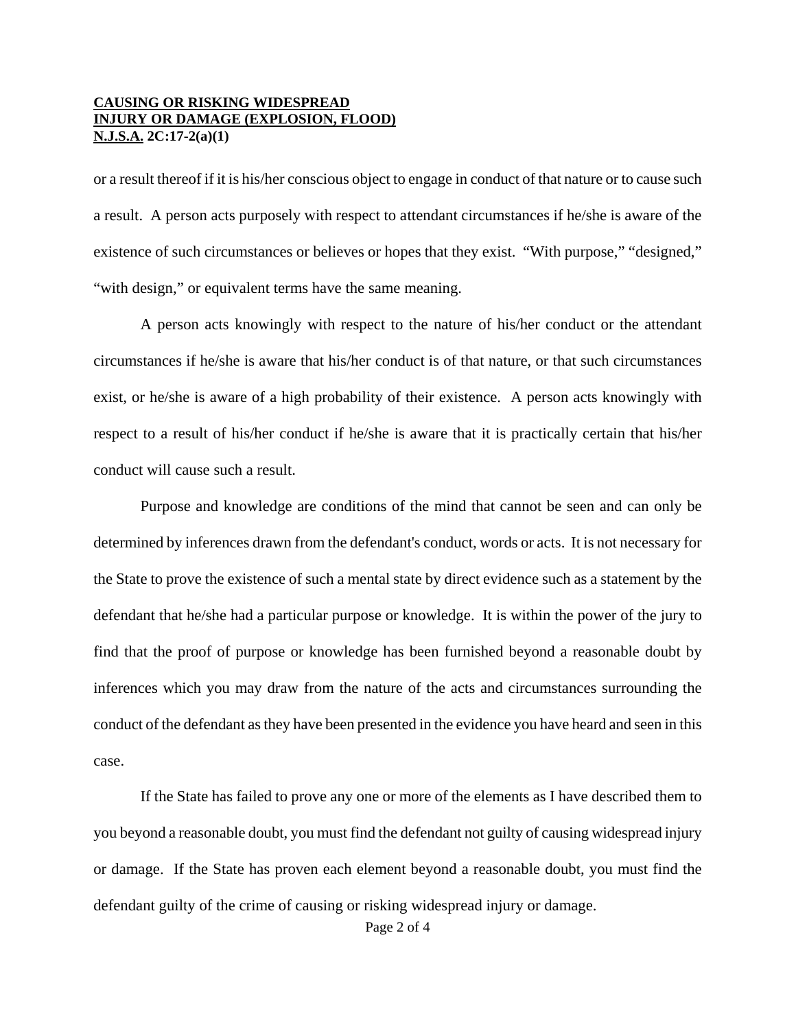or a result thereof if it is his/her conscious object to engage in conduct of that nature or to cause such a result. A person acts purposely with respect to attendant circumstances if he/she is aware of the existence of such circumstances or believes or hopes that they exist. "With purpose," "designed," "with design," or equivalent terms have the same meaning.

A person acts knowingly with respect to the nature of his/her conduct or the attendant circumstances if he/she is aware that his/her conduct is of that nature, or that such circumstances exist, or he/she is aware of a high probability of their existence. A person acts knowingly with respect to a result of his/her conduct if he/she is aware that it is practically certain that his/her conduct will cause such a result.

Purpose and knowledge are conditions of the mind that cannot be seen and can only be determined by inferences drawn from the defendant's conduct, words or acts. It is not necessary for the State to prove the existence of such a mental state by direct evidence such as a statement by the defendant that he/she had a particular purpose or knowledge. It is within the power of the jury to find that the proof of purpose or knowledge has been furnished beyond a reasonable doubt by inferences which you may draw from the nature of the acts and circumstances surrounding the conduct of the defendant as they have been presented in the evidence you have heard and seen in this case.

If the State has failed to prove any one or more of the elements as I have described them to you beyond a reasonable doubt, you must find the defendant not guilty of causing widespread injury or damage. If the State has proven each element beyond a reasonable doubt, you must find the defendant guilty of the crime of causing or risking widespread injury or damage.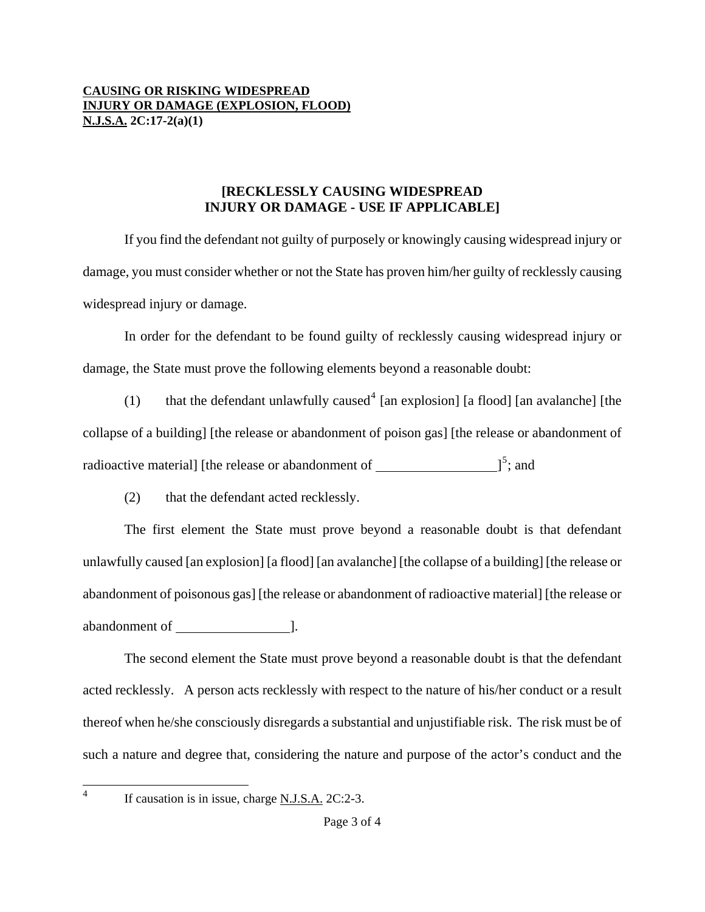**CAUSING OR RISKING WIDESPREAD INJURY OR DAMAGE (EXPLOSION, FLOOD)**
**N.J.S.A. 2C:17-2(a)(1)**

## [RECKLESSLY CAUSING WIDESPREAD INJURY OR DAMAGE - USE IF APPLICABLE]

If you find the defendant not guilty of purposely or knowingly causing widespread injury or damage, you must consider whether or not the State has proven him/her guilty of recklessly causing widespread injury or damage.

In order for the defendant to be found guilty of recklessly causing widespread injury or damage, the State must prove the following elements beyond a reasonable doubt:

(1) that the defendant unlawfully caused[4] [an explosion] [a flood] [an avalanche] [the collapse of a building] [the release or abandonment of poison gas] [the release or abandonment of radioactive material] [the release or abandonment of \_\_\_\_\_\_\_\_\_\_\_\_\_\_\_\_\_\_]<sup></sup>[5]; and

(2) that the defendant acted recklessly.

The first element the State must prove beyond a reasonable doubt is that defendant unlawfully caused [an explosion] [a flood] [an avalanche] [the collapse of a building] [the release or abandonment of poisonous gas] [the release or abandonment of radioactive material] [the release or abandonment of \_\_\_\_\_\_\_\_\_\_\_\_\_\_\_\_\_\_].

The second element the State must prove beyond a reasonable doubt is that the defendant acted recklessly. A person acts recklessly with respect to the nature of his/her conduct or a result thereof when he/she consciously disregards a substantial and unjustifiable risk. The risk must be of such a nature and degree that, considering the nature and purpose of the actor's conduct and the

---

[4] If causation is in issue, charge N.J.S.A. 2C:2-3.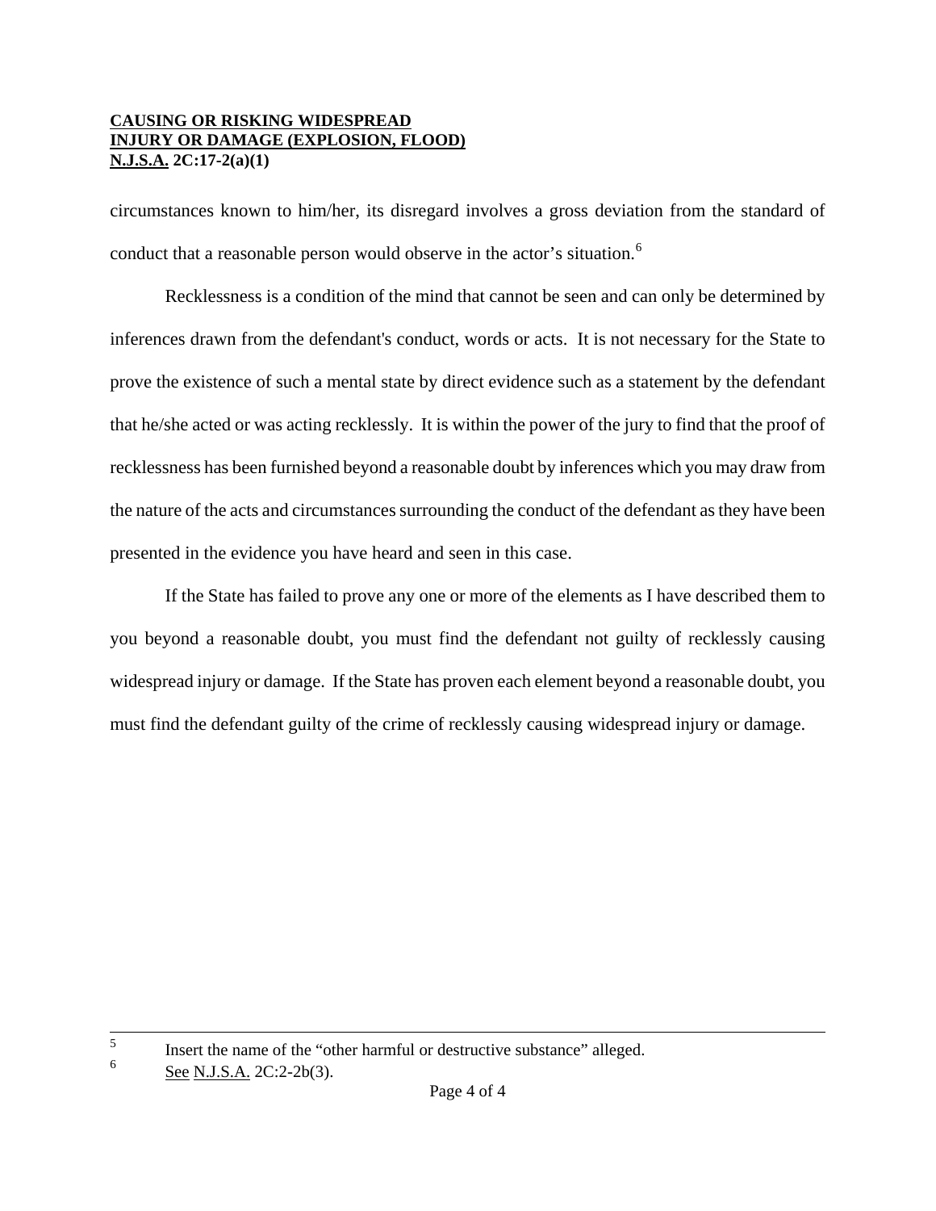circumstances known to him/her, its disregard involves a gross deviation from the standard of conduct that a reasonable person would observe in the actor's situation.[6]

Recklessness is a condition of the mind that cannot be seen and can only be determined by inferences drawn from the defendant's conduct, words or acts. It is not necessary for the State to prove the existence of such a mental state by direct evidence such as a statement by the defendant that he/she acted or was acting recklessly. It is within the power of the jury to find that the proof of recklessness has been furnished beyond a reasonable doubt by inferences which you may draw from the nature of the acts and circumstances surrounding the conduct of the defendant as they have been presented in the evidence you have heard and seen in this case.

If the State has failed to prove any one or more of the elements as I have described them to you beyond a reasonable doubt, you must find the defendant not guilty of recklessly causing widespread injury or damage. If the State has proven each element beyond a reasonable doubt, you must find the defendant guilty of the crime of recklessly causing widespread injury or damage.

---

[5] Insert the name of the "other harmful or destructive substance" alleged.

[6] See N.J.S.A. 2C:2-2b(3).